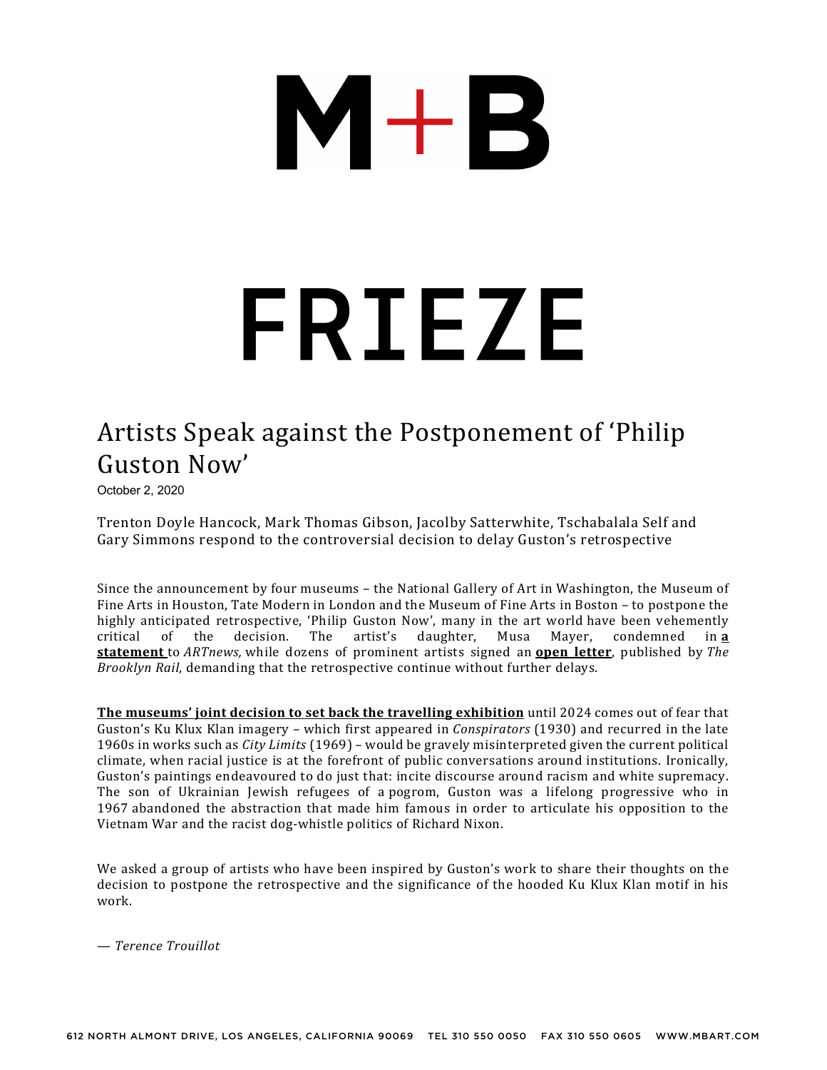# M+B

# FRIEZE

## Artists Speak against the Postponement of 'Philip Guston Now'

October 2, 2020

Trenton Doyle Hancock, Mark Thomas Gibson, Jacolby Satterwhite, Tschabalala Self and Gary Simmons respond to the controversial decision to delay Guston's retrospective

Since the announcement by four museums – the National Gallery of Art in Washington, the Museum of Fine Arts in Houston, Tate Modern in London and the Museum of Fine Arts in Boston – to postpone the highly anticipated retrospective, 'Philip Guston Now', many in the art world have been vehemently critical of the decision. The artist's daughter, Musa Mayer, condemned in **a statement** to *ARTnews,* while dozens of prominent artists signed an **open letter**, published by *The Brooklyn Rail*, demanding that the retrospective continue without further delays.

**The museums' joint decision to set back the travelling exhibition** until 2024 comes out of fear that Guston's Ku Klux Klan imagery – which first appeared in *Conspirators* (1930) and recurred in the late 1960s in works such as *City Limits* (1969) – would be gravely misinterpreted given the current political climate, when racial justice is at the forefront of public conversations around institutions. Ironically, Guston's paintings endeavoured to do just that: incite discourse around racism and white supremacy. The son of Ukrainian Jewish refugees of a pogrom, Guston was a lifelong progressive who in 1967 abandoned the abstraction that made him famous in order to articulate his opposition to the Vietnam War and the racist dog-whistle politics of Richard Nixon.

We asked a group of artists who have been inspired by Guston's work to share their thoughts on the decision to postpone the retrospective and the significance of the hooded Ku Klux Klan motif in his work.

— *Terence Trouillot*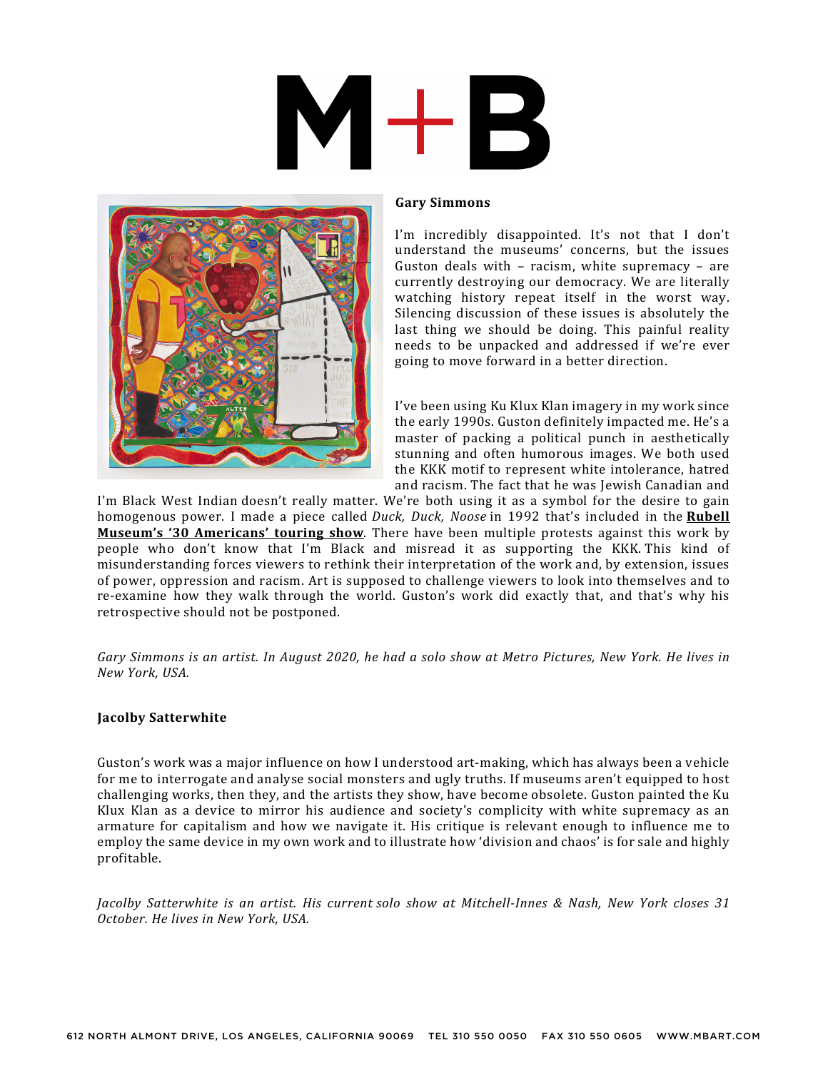**Gary Simmons**

I'm incredibly disappointed. It's not that I don't understand the museums' concerns, but the issues Guston deals with – racism, white supremacy – are currently destroying our democracy. We are literally watching history repeat itself in the worst way. Silencing discussion of these issues is absolutely the last thing we should be doing. This painful reality needs to be unpacked and addressed if we're ever going to move forward in a better direction.

I've been using Ku Klux Klan imagery in my work since the early 1990s. Guston definitely impacted me. He's a master of packing a political punch in aesthetically stunning and often humorous images. We both used the KKK motif to represent white intolerance, hatred and racism. The fact that he was Jewish Canadian and I'm Black West Indian doesn't really matter. We're both using it as a symbol for the desire to gain homogenous power. I made a piece called *Duck, Duck, Noose* in 1992 that's included in the **Rubell Museum's '30 Americans' touring show**. There have been multiple protests against this work by people who don't know that I'm Black and misread it as supporting the KKK. This kind of misunderstanding forces viewers to rethink their interpretation of the work and, by extension, issues of power, oppression and racism. Art is supposed to challenge viewers to look into themselves and to re-examine how they walk through the world. Guston's work did exactly that, and that's why his retrospective should not be postponed.

*Gary Simmons is an artist. In August 2020, he had a solo show at Metro Pictures, New York. He lives in New York, USA.*

**Jacolby Satterwhite**

Guston's work was a major influence on how I understood art-making, which has always been a vehicle for me to interrogate and analyse social monsters and ugly truths. If museums aren't equipped to host challenging works, then they, and the artists they show, have become obsolete. Guston painted the Ku Klux Klan as a device to mirror his audience and society's complicity with white supremacy as an armature for capitalism and how we navigate it. His critique is relevant enough to influence me to employ the same device in my own work and to illustrate how 'division and chaos' is for sale and highly profitable.

*Jacolby Satterwhite is an artist. His current solo show at Mitchell-Innes & Nash, New York closes 31 October. He lives in New York, USA.*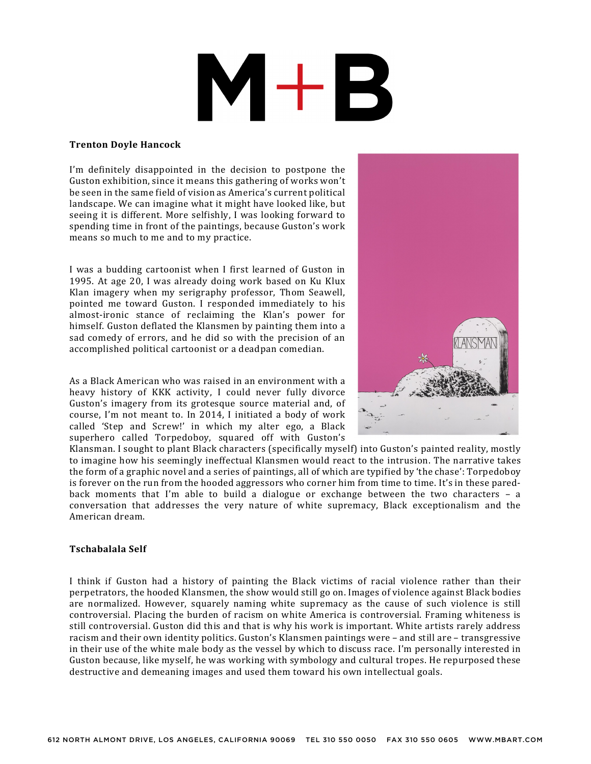**Trenton Doyle Hancock**

I'm definitely disappointed in the decision to postpone the Guston exhibition, since it means this gathering of works won't be seen in the same field of vision as America's current political landscape. We can imagine what it might have looked like, but seeing it is different. More selfishly, I was looking forward to spending time in front of the paintings, because Guston's work means so much to me and to my practice.

I was a budding cartoonist when I first learned of Guston in 1995. At age 20, I was already doing work based on Ku Klux Klan imagery when my serigraphy professor, Thom Seawell, pointed me toward Guston. I responded immediately to his almost-ironic stance of reclaiming the Klan's power for himself. Guston deflated the Klansmen by painting them into a sad comedy of errors, and he did so with the precision of an accomplished political cartoonist or a deadpan comedian.

As a Black American who was raised in an environment with a heavy history of KKK activity, I could never fully divorce Guston's imagery from its grotesque source material and, of course, I'm not meant to. In 2014, I initiated a body of work called 'Step and Screw!' in which my alter ego, a Black superhero called Torpedoboy, squared off with Guston's Klansman. I sought to plant Black characters (specifically myself) into Guston's painted reality, mostly to imagine how his seemingly ineffectual Klansmen would react to the intrusion. The narrative takes the form of a graphic novel and a series of paintings, all of which are typified by 'the chase': Torpedoboy is forever on the run from the hooded aggressors who corner him from time to time. It's in these pared-back moments that I'm able to build a dialogue or exchange between the two characters – a conversation that addresses the very nature of white supremacy, Black exceptionalism and the American dream.

**Tschabalala Self**

I think if Guston had a history of painting the Black victims of racial violence rather than their perpetrators, the hooded Klansmen, the show would still go on. Images of violence against Black bodies are normalized. However, squarely naming white supremacy as the cause of such violence is still controversial. Placing the burden of racism on white America is controversial. Framing whiteness is still controversial. Guston did this and that is why his work is important. White artists rarely address racism and their own identity politics. Guston's Klansmen paintings were – and still are – transgressive in their use of the white male body as the vessel by which to discuss race. I'm personally interested in Guston because, like myself, he was working with symbology and cultural tropes. He repurposed these destructive and demeaning images and used them toward his own intellectual goals.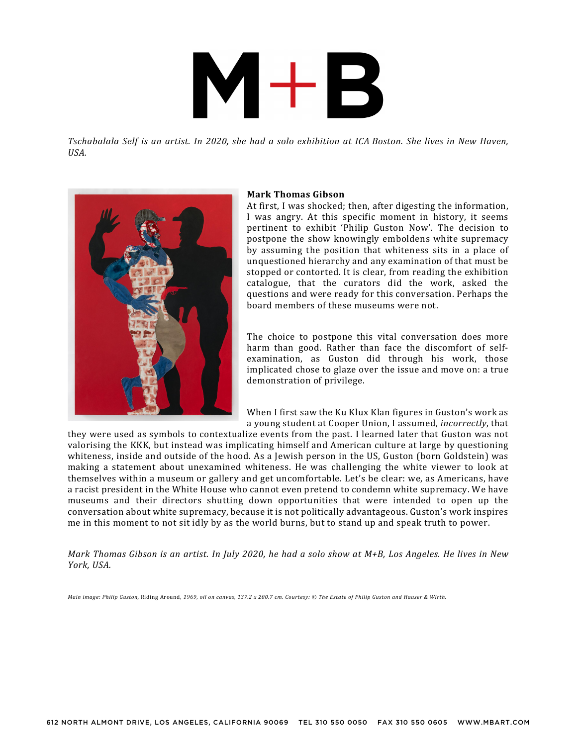*Tschabalala Self is an artist. In 2020, she had a solo exhibition at ICA Boston. She lives in New Haven, USA.*

**Mark Thomas Gibson**

At first, I was shocked; then, after digesting the information, I was angry. At this specific moment in history, it seems pertinent to exhibit 'Philip Guston Now'. The decision to postpone the show knowingly emboldens white supremacy by assuming the position that whiteness sits in a place of unquestioned hierarchy and any examination of that must be stopped or contorted. It is clear, from reading the exhibition catalogue, that the curators did the work, asked the questions and were ready for this conversation. Perhaps the board members of these museums were not.

The choice to postpone this vital conversation does more harm than good. Rather than face the discomfort of self-examination, as Guston did through his work, those implicated chose to glaze over the issue and move on: a true demonstration of privilege.

When I first saw the Ku Klux Klan figures in Guston's work as a young student at Cooper Union, I assumed, *incorrectly*, that they were used as symbols to contextualize events from the past. I learned later that Guston was not valorising the KKK, but instead was implicating himself and American culture at large by questioning whiteness, inside and outside of the hood. As a Jewish person in the US, Guston (born Goldstein) was making a statement about unexamined whiteness. He was challenging the white viewer to look at themselves within a museum or gallery and get uncomfortable. Let's be clear: we, as Americans, have a racist president in the White House who cannot even pretend to condemn white supremacy. We have museums and their directors shutting down opportunities that were intended to open up the conversation about white supremacy, because it is not politically advantageous. Guston's work inspires me in this moment to not sit idly by as the world burns, but to stand up and speak truth to power.

*Mark Thomas Gibson is an artist. In July 2020, he had a solo show at M+B, Los Angeles. He lives in New York, USA.*

*Main image: Philip Guston,* Riding Around, *1969, oil on canvas, 137.2 x 200.7 cm. Courtesy: © The Estate of Philip Guston and Hauser & Wirth.*